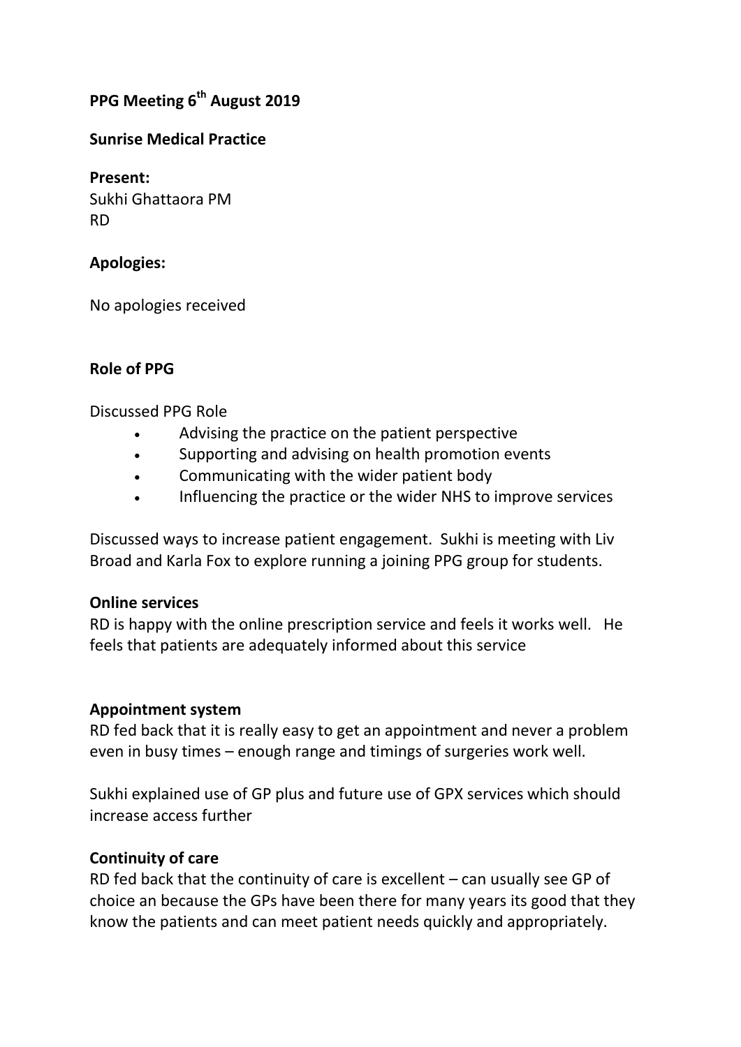# PPG Meeting 6th August 2019

## Sunrise Medical Practice

**Present:**
Sukhi Ghattaora PM
RD

**Apologies:**

No apologies received

**Role of PPG**

Discussed PPG Role

- Advising the practice on the patient perspective
- Supporting and advising on health promotion events
- Communicating with the wider patient body
- Influencing the practice or the wider NHS to improve services

Discussed ways to increase patient engagement. Sukhi is meeting with Liv Broad and Karla Fox to explore running a joining PPG group for students.

**Online services**
RD is happy with the online prescription service and feels it works well. He feels that patients are adequately informed about this service

**Appointment system**
RD fed back that it is really easy to get an appointment and never a problem even in busy times – enough range and timings of surgeries work well.

Sukhi explained use of GP plus and future use of GPX services which should increase access further

**Continuity of care**
RD fed back that the continuity of care is excellent – can usually see GP of choice an because the GPs have been there for many years its good that they know the patients and can meet patient needs quickly and appropriately.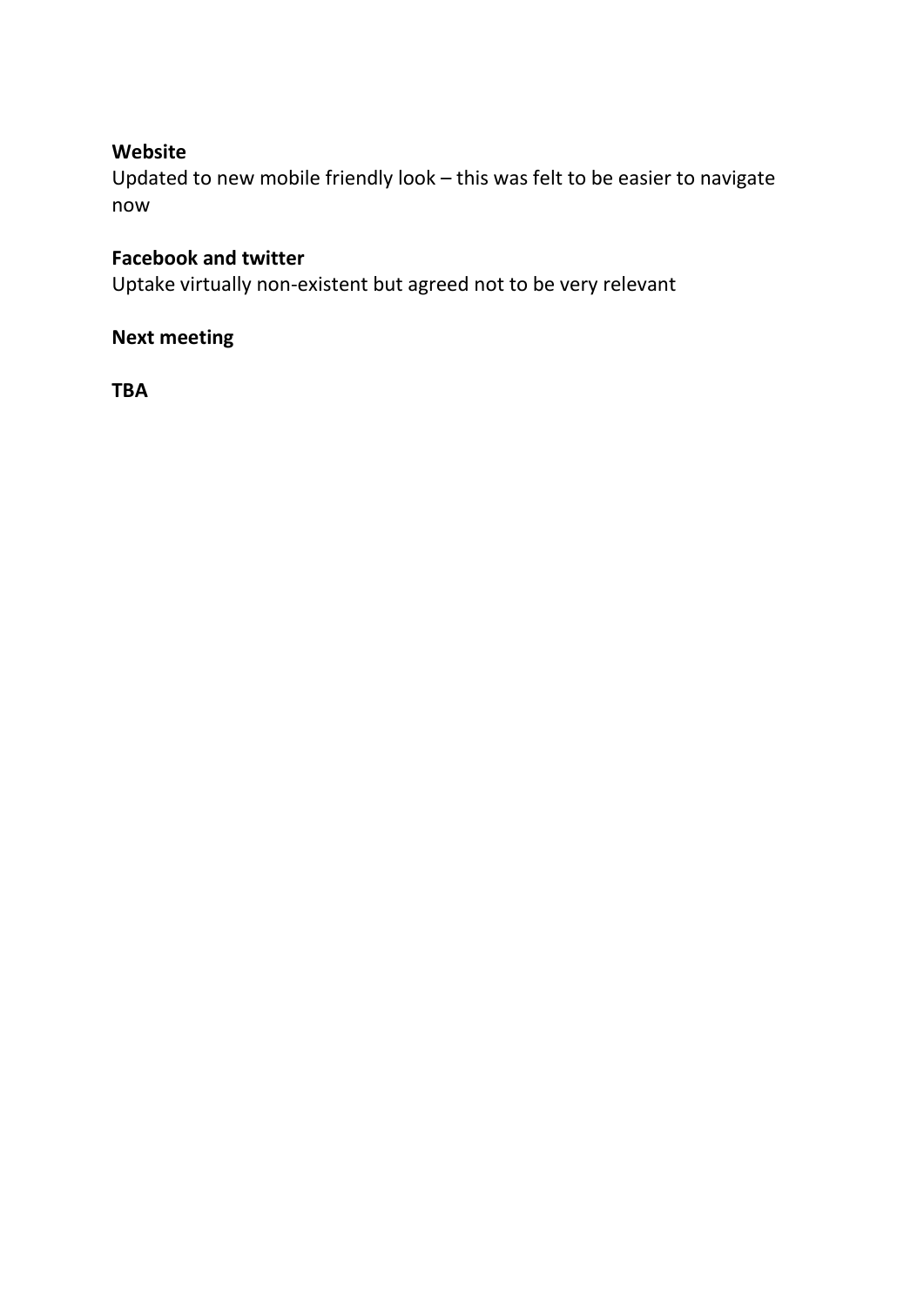**Website**
Updated to new mobile friendly look – this was felt to be easier to navigate now

**Facebook and twitter**
Uptake virtually non-existent but agreed not to be very relevant

**Next meeting**

**TBA**